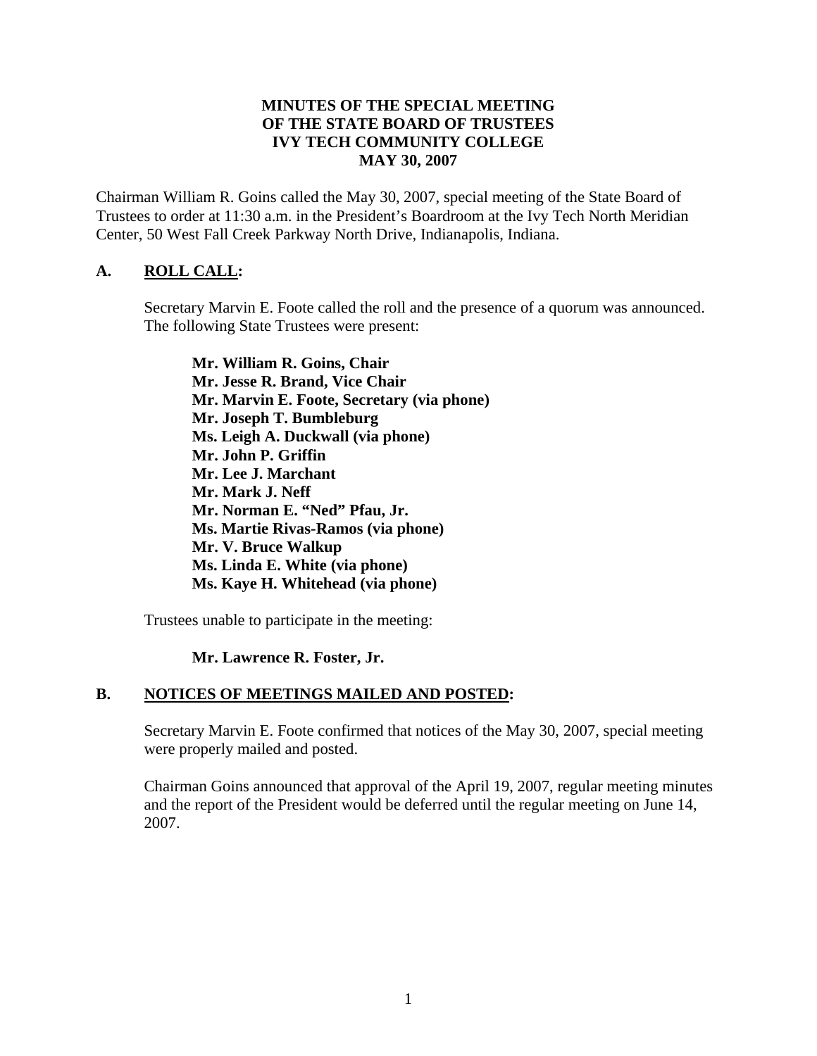# MINUTES OF THE SPECIAL MEETING OF THE STATE BOARD OF TRUSTEES IVY TECH COMMUNITY COLLEGE MAY 30, 2007

Chairman William R. Goins called the May 30, 2007, special meeting of the State Board of Trustees to order at 11:30 a.m. in the President's Boardroom at the Ivy Tech North Meridian Center, 50 West Fall Creek Parkway North Drive, Indianapolis, Indiana.

## A. ROLL CALL:

Secretary Marvin E. Foote called the roll and the presence of a quorum was announced. The following State Trustees were present:

**Mr. William R. Goins, Chair**
**Mr. Jesse R. Brand, Vice Chair**
**Mr. Marvin E. Foote, Secretary (via phone)**
**Mr. Joseph T. Bumbleburg**
**Ms. Leigh A. Duckwall (via phone)**
**Mr. John P. Griffin**
**Mr. Lee J. Marchant**
**Mr. Mark J. Neff**
**Mr. Norman E. "Ned" Pfau, Jr.**
**Ms. Martie Rivas-Ramos (via phone)**
**Mr. V. Bruce Walkup**
**Ms. Linda E. White (via phone)**
**Ms. Kaye H. Whitehead (via phone)**

Trustees unable to participate in the meeting:

**Mr. Lawrence R. Foster, Jr.**

## B. NOTICES OF MEETINGS MAILED AND POSTED:

Secretary Marvin E. Foote confirmed that notices of the May 30, 2007, special meeting were properly mailed and posted.

Chairman Goins announced that approval of the April 19, 2007, regular meeting minutes and the report of the President would be deferred until the regular meeting on June 14, 2007.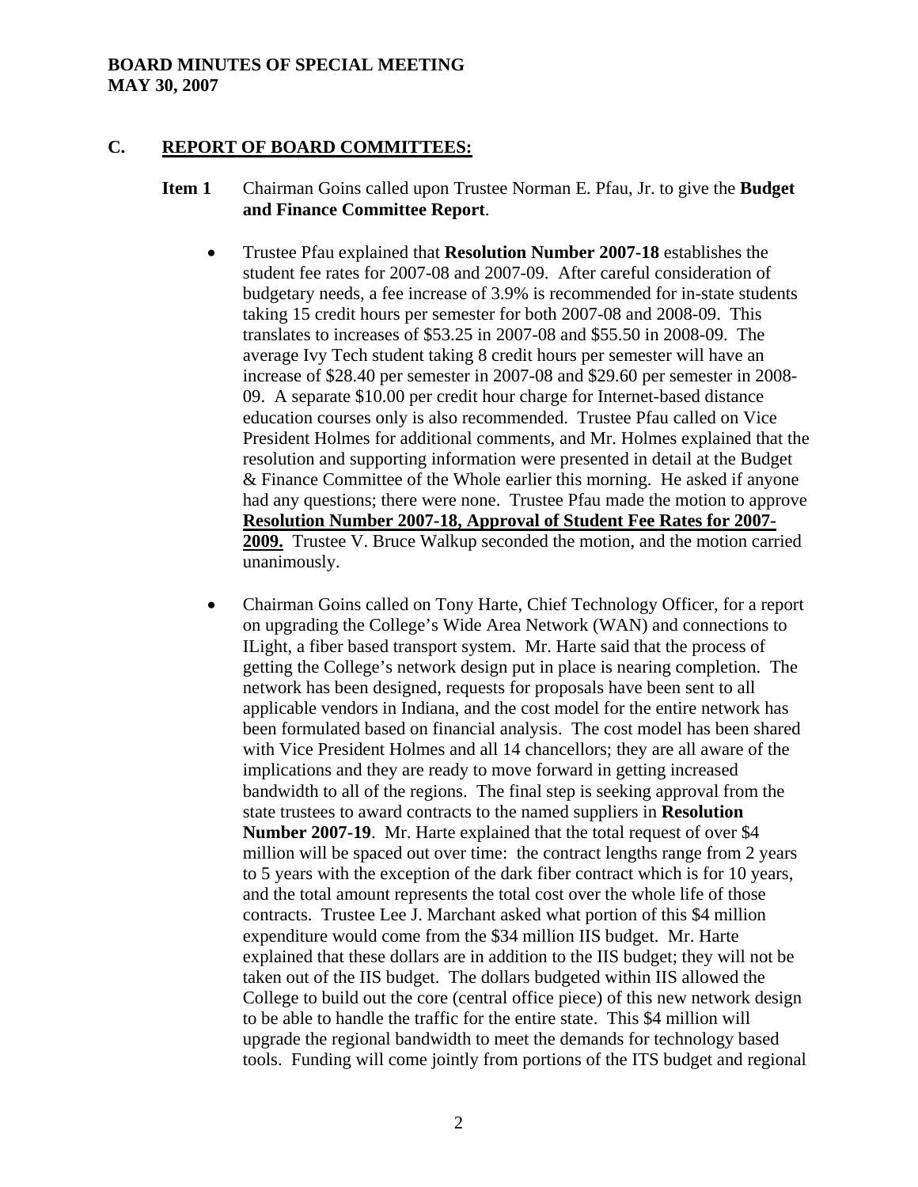**BOARD MINUTES OF SPECIAL MEETING**
**MAY 30, 2007**

## C. REPORT OF BOARD COMMITTEES:

**Item 1** Chairman Goins called upon Trustee Norman E. Pfau, Jr. to give the **Budget and Finance Committee Report**.

- Trustee Pfau explained that **Resolution Number 2007-18** establishes the student fee rates for 2007-08 and 2007-09. After careful consideration of budgetary needs, a fee increase of 3.9% is recommended for in-state students taking 15 credit hours per semester for both 2007-08 and 2008-09. This translates to increases of $53.25 in 2007-08 and $55.50 in 2008-09. The average Ivy Tech student taking 8 credit hours per semester will have an increase of $28.40 per semester in 2007-08 and $29.60 per semester in 2008-09. A separate $10.00 per credit hour charge for Internet-based distance education courses only is also recommended. Trustee Pfau called on Vice President Holmes for additional comments, and Mr. Holmes explained that the resolution and supporting information were presented in detail at the Budget & Finance Committee of the Whole earlier this morning. He asked if anyone had any questions; there were none. Trustee Pfau made the motion to approve **Resolution Number 2007-18, Approval of Student Fee Rates for 2007-2009.** Trustee V. Bruce Walkup seconded the motion, and the motion carried unanimously.

- Chairman Goins called on Tony Harte, Chief Technology Officer, for a report on upgrading the College's Wide Area Network (WAN) and connections to ILight, a fiber based transport system. Mr. Harte said that the process of getting the College's network design put in place is nearing completion. The network has been designed, requests for proposals have been sent to all applicable vendors in Indiana, and the cost model for the entire network has been formulated based on financial analysis. The cost model has been shared with Vice President Holmes and all 14 chancellors; they are all aware of the implications and they are ready to move forward in getting increased bandwidth to all of the regions. The final step is seeking approval from the state trustees to award contracts to the named suppliers in **Resolution Number 2007-19**. Mr. Harte explained that the total request of over $4 million will be spaced out over time: the contract lengths range from 2 years to 5 years with the exception of the dark fiber contract which is for 10 years, and the total amount represents the total cost over the whole life of those contracts. Trustee Lee J. Marchant asked what portion of this $4 million expenditure would come from the $34 million IIS budget. Mr. Harte explained that these dollars are in addition to the IIS budget; they will not be taken out of the IIS budget. The dollars budgeted within IIS allowed the College to build out the core (central office piece) of this new network design to be able to handle the traffic for the entire state. This $4 million will upgrade the regional bandwidth to meet the demands for technology based tools. Funding will come jointly from portions of the ITS budget and regional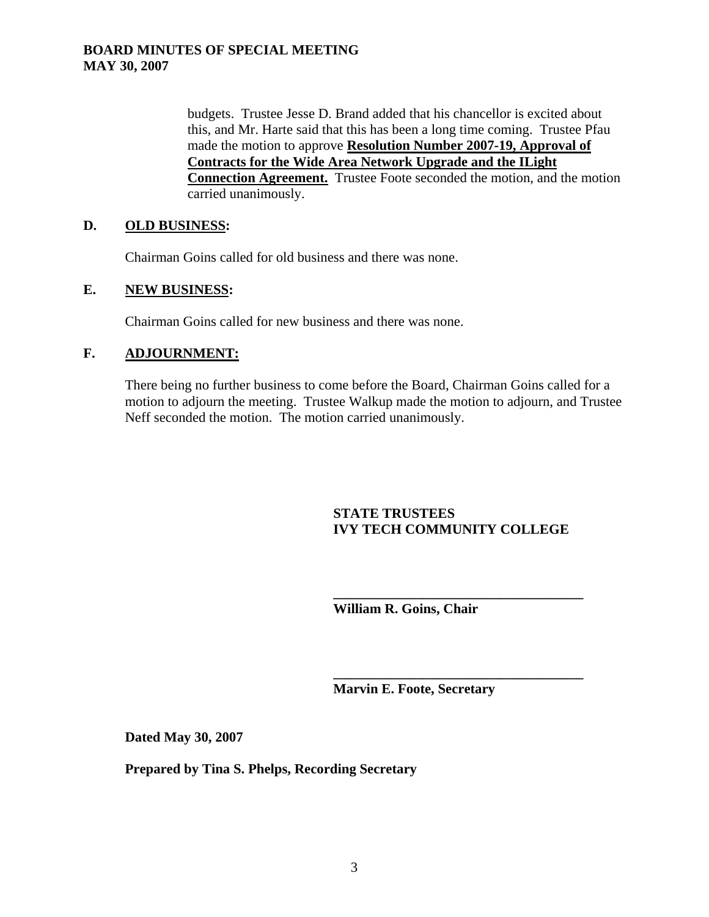budgets. Trustee Jesse D. Brand added that his chancellor is excited about this, and Mr. Harte said that this has been a long time coming. Trustee Pfau made the motion to approve **Resolution Number 2007-19, Approval of Contracts for the Wide Area Network Upgrade and the ILight Connection Agreement.** Trustee Foote seconded the motion, and the motion carried unanimously.

## D. OLD BUSINESS:

Chairman Goins called for old business and there was none.

## E. NEW BUSINESS:

Chairman Goins called for new business and there was none.

## F. ADJOURNMENT:

There being no further business to come before the Board, Chairman Goins called for a motion to adjourn the meeting. Trustee Walkup made the motion to adjourn, and Trustee Neff seconded the motion. The motion carried unanimously.

**STATE TRUSTEES**
**IVY TECH COMMUNITY COLLEGE**

\_\_\_\_\_\_\_\_\_\_\_\_\_\_\_\_\_\_\_\_\_\_\_\_\_\_\_\_\_\_\_\_\_\_\_\_

**William R. Goins, Chair**

\_\_\_\_\_\_\_\_\_\_\_\_\_\_\_\_\_\_\_\_\_\_\_\_\_\_\_\_\_\_\_\_\_\_\_\_

**Marvin E. Foote, Secretary**

**Dated May 30, 2007**

**Prepared by Tina S. Phelps, Recording Secretary**